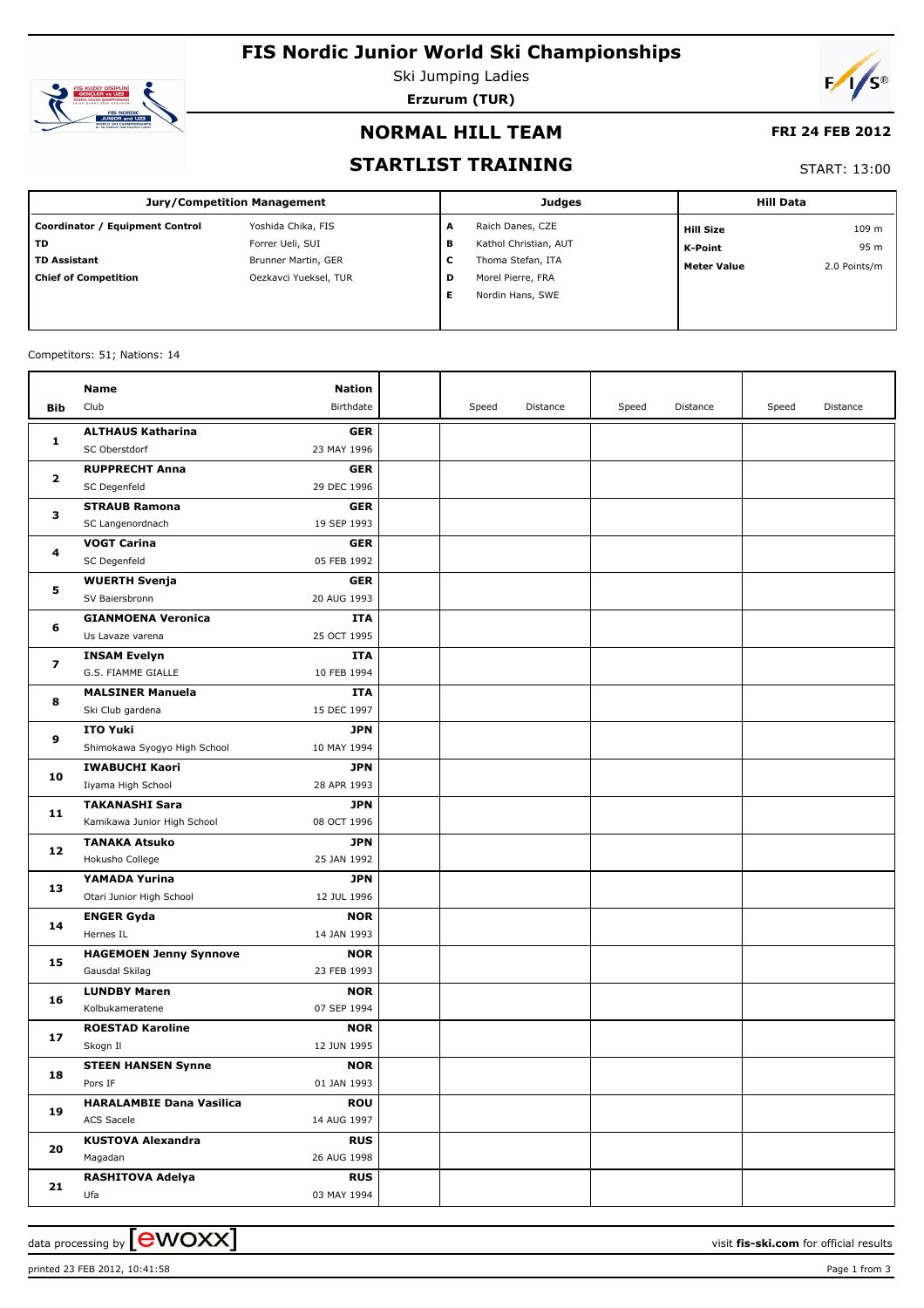# FIS Nordic Junior World Ski Championships

Ski Jumping Ladies

**Erzurum (TUR)**

## NORMAL HILL TEAM

**FRI 24 FEB 2012**

## STARTLIST TRAINING

START: 13:00

| Jury/Competition Management | | Judges | | Hill Data | |
|---|---|---|---|---|---|
| **Coordinator / Equipment Control** | Yoshida Chika, FIS | **A** | Raich Danes, CZE | **Hill Size** | 109 m |
| **TD** | Forrer Ueli, SUI | **B** | Kathol Christian, AUT | **K-Point** | 95 m |
| **TD Assistant** | Brunner Martin, GER | **C** | Thoma Stefan, ITA | **Meter Value** | 2.0 Points/m |
| **Chief of Competition** | Oezkavci Yueksel, TUR | **D** | Morel Pierre, FRA | | |
| | | **E** | Nordin Hans, SWE | | |

Competitors: 51; Nations: 14

| Bib | Name / Club | Nation / Birthdate | | Speed | Distance | Speed | Distance | Speed | Distance |
|---|---|---|---|---|---|---|---|---|---|
| **1** | **ALTHAUS Katharina** SC Oberstdorf | **GER** 23 MAY 1996 | | | | | | | |
| **2** | **RUPPRECHT Anna** SC Degenfeld | **GER** 29 DEC 1996 | | | | | | | |
| **3** | **STRAUB Ramona** SC Langenordnach | **GER** 19 SEP 1993 | | | | | | | |
| **4** | **VOGT Carina** SC Degenfeld | **GER** 05 FEB 1992 | | | | | | | |
| **5** | **WUERTH Svenja** SV Baiersbronn | **GER** 20 AUG 1993 | | | | | | | |
| **6** | **GIANMOENA Veronica** Us Lavaze varena | **ITA** 25 OCT 1995 | | | | | | | |
| **7** | **INSAM Evelyn** G.S. FIAMME GIALLE | **ITA** 10 FEB 1994 | | | | | | | |
| **8** | **MALSINER Manuela** Ski Club gardena | **ITA** 15 DEC 1997 | | | | | | | |
| **9** | **ITO Yuki** Shimokawa Syogyo High School | **JPN** 10 MAY 1994 | | | | | | | |
| **10** | **IWABUCHI Kaori** Iiyama High School | **JPN** 28 APR 1993 | | | | | | | |
| **11** | **TAKANASHI Sara** Kamikawa Junior High School | **JPN** 08 OCT 1996 | | | | | | | |
| **12** | **TANAKA Atsuko** Hokusho College | **JPN** 25 JAN 1992 | | | | | | | |
| **13** | **YAMADA Yurina** Otari Junior High School | **JPN** 12 JUL 1996 | | | | | | | |
| **14** | **ENGER Gyda** Hernes IL | **NOR** 14 JAN 1993 | | | | | | | |
| **15** | **HAGEMOEN Jenny Synnove** Gausdal Skilag | **NOR** 23 FEB 1993 | | | | | | | |
| **16** | **LUNDBY Maren** Kolbukameratene | **NOR** 07 SEP 1994 | | | | | | | |
| **17** | **ROESTAD Karoline** Skogn Il | **NOR** 12 JUN 1995 | | | | | | | |
| **18** | **STEEN HANSEN Synne** Pors IF | **NOR** 01 JAN 1993 | | | | | | | |
| **19** | **HARALAMBIE Dana Vasilica** ACS Sacele | **ROU** 14 AUG 1997 | | | | | | | |
| **20** | **KUSTOVA Alexandra** Magadan | **RUS** 26 AUG 1998 | | | | | | | |
| **21** | **RASHITOVA Adelya** Ufa | **RUS** 03 MAY 1994 | | | | | | | |

data processing by ewoxx — visit **fis-ski.com** for official results

printed 23 FEB 2012, 10:41:58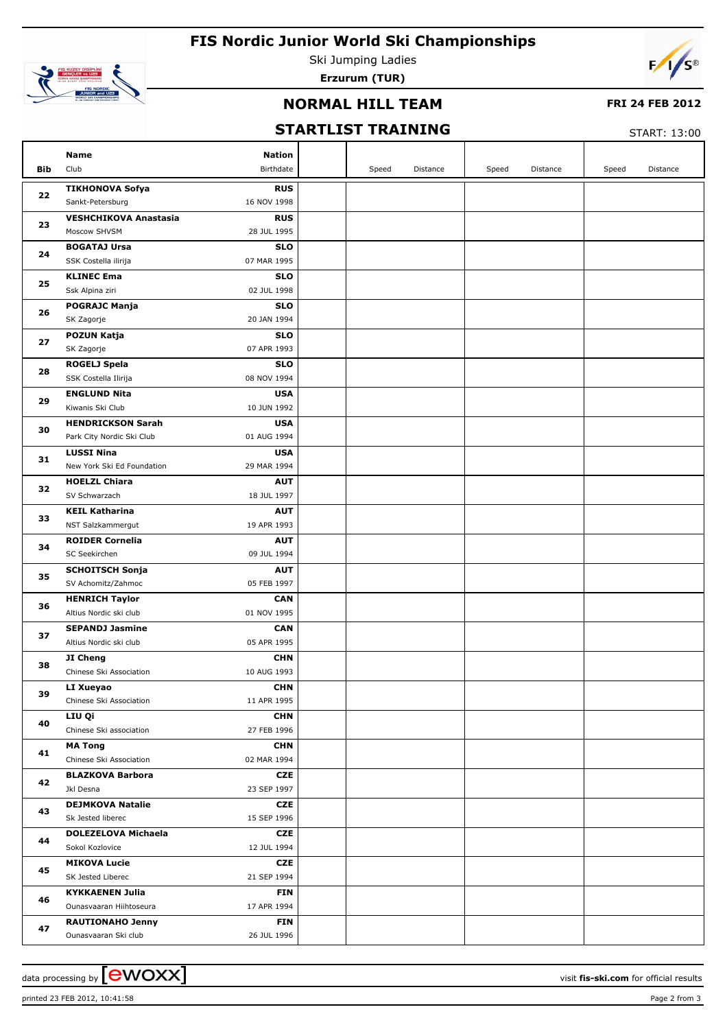# FIS Nordic Junior World Ski Championships

Ski Jumping Ladies

**Erzurum (TUR)**

## NORMAL HILL TEAM

**FRI 24 FEB 2012**

## STARTLIST TRAINING

START: 13:00

| Bib | Name / Club | Nation / Birthdate | | Speed | Distance | Speed | Distance | Speed | Distance |
|---|---|---|---|---|---|---|---|---|---|
| 22 | **TIKHONOVA Sofya** Sankt-Petersburg | **RUS** 16 NOV 1998 | | | | | | | |
| 23 | **VESHCHIKOVA Anastasia** Moscow SHVSM | **RUS** 28 JUL 1995 | | | | | | | |
| 24 | **BOGATAJ Ursa** SSK Costella ilirija | **SLO** 07 MAR 1995 | | | | | | | |
| 25 | **KLINEC Ema** Ssk Alpina ziri | **SLO** 02 JUL 1998 | | | | | | | |
| 26 | **POGRAJC Manja** SK Zagorje | **SLO** 20 JAN 1994 | | | | | | | |
| 27 | **POZUN Katja** SK Zagorje | **SLO** 07 APR 1993 | | | | | | | |
| 28 | **ROGELJ Spela** SSK Costella Ilirija | **SLO** 08 NOV 1994 | | | | | | | |
| 29 | **ENGLUND Nita** Kiwanis Ski Club | **USA** 10 JUN 1992 | | | | | | | |
| 30 | **HENDRICKSON Sarah** Park City Nordic Ski Club | **USA** 01 AUG 1994 | | | | | | | |
| 31 | **LUSSI Nina** New York Ski Ed Foundation | **USA** 29 MAR 1994 | | | | | | | |
| 32 | **HOELZL Chiara** SV Schwarzach | **AUT** 18 JUL 1997 | | | | | | | |
| 33 | **KEIL Katharina** NST Salzkammergut | **AUT** 19 APR 1993 | | | | | | | |
| 34 | **ROIDER Cornelia** SC Seekirchen | **AUT** 09 JUL 1994 | | | | | | | |
| 35 | **SCHOITSCH Sonja** SV Achomitz/Zahmoc | **AUT** 05 FEB 1997 | | | | | | | |
| 36 | **HENRICH Taylor** Altius Nordic ski club | **CAN** 01 NOV 1995 | | | | | | | |
| 37 | **SEPANDJ Jasmine** Altius Nordic ski club | **CAN** 05 APR 1995 | | | | | | | |
| 38 | **JI Cheng** Chinese Ski Association | **CHN** 10 AUG 1993 | | | | | | | |
| 39 | **LI Xueyao** Chinese Ski Association | **CHN** 11 APR 1995 | | | | | | | |
| 40 | **LIU Qi** Chinese Ski association | **CHN** 27 FEB 1996 | | | | | | | |
| 41 | **MA Tong** Chinese Ski Association | **CHN** 02 MAR 1994 | | | | | | | |
| 42 | **BLAZKOVA Barbora** Jkl Desna | **CZE** 23 SEP 1997 | | | | | | | |
| 43 | **DEJMKOVA Natalie** Sk Jested liberec | **CZE** 15 SEP 1996 | | | | | | | |
| 44 | **DOLEZELOVA Michaela** Sokol Kozlovice | **CZE** 12 JUL 1994 | | | | | | | |
| 45 | **MIKOVA Lucie** SK Jested Liberec | **CZE** 21 SEP 1994 | | | | | | | |
| 46 | **KYKKAENEN Julia** Ounasvaaran Hiihtoseura | **FIN** 17 APR 1994 | | | | | | | |
| 47 | **RAUTIONAHO Jenny** Ounasvaaran Ski club | **FIN** 26 JUL 1996 | | | | | | | |

data processing by ewoxx — visit **fis-ski.com** for official results

printed 23 FEB 2012, 10:41:58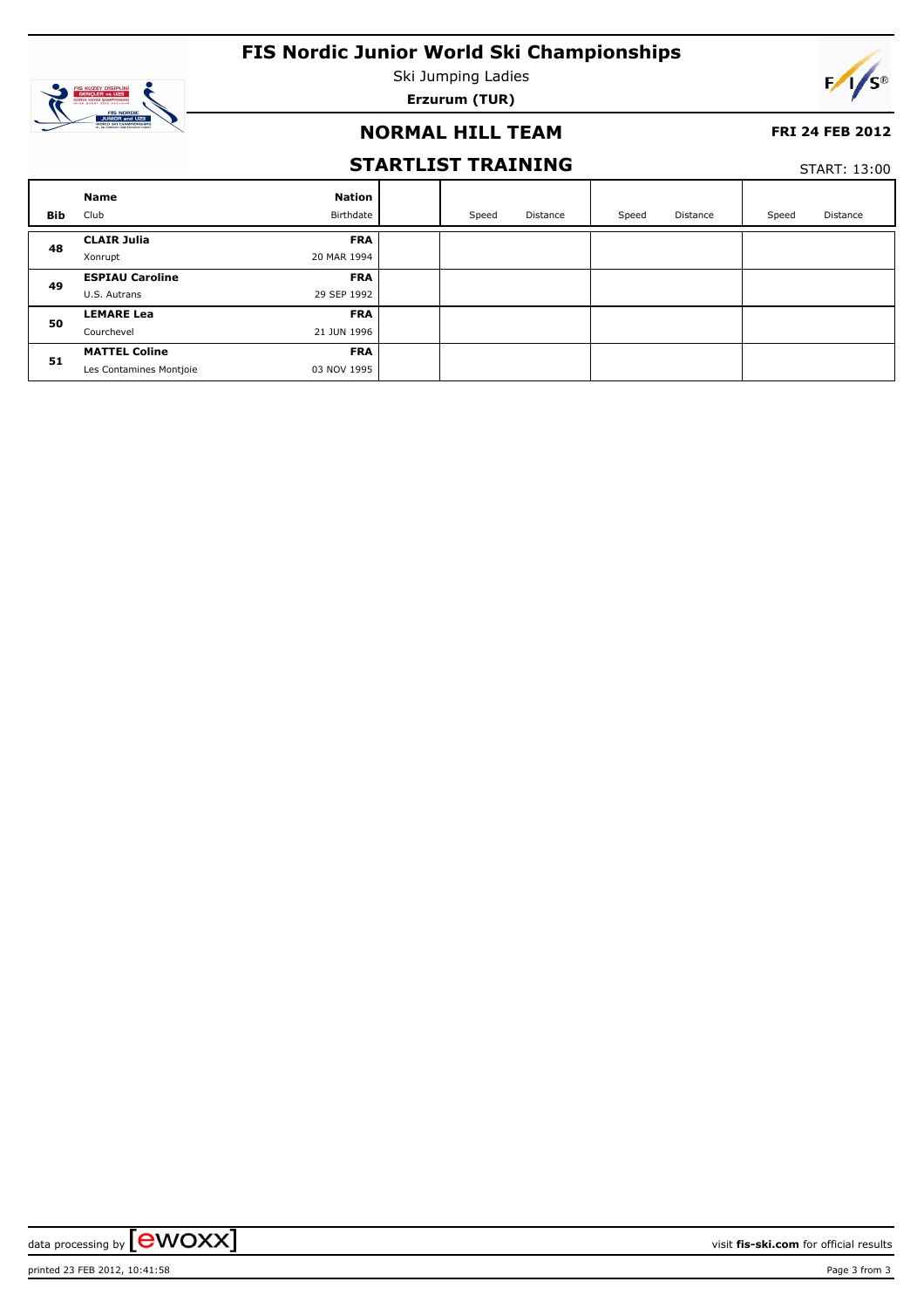# FIS Nordic Junior World Ski Championships

Ski Jumping Ladies

**Erzurum (TUR)**

## NORMAL HILL TEAM

**FRI 24 FEB 2012**

## STARTLIST TRAINING

START: 13:00

| Bib | Name / Club | Nation / Birthdate | | Speed | Distance | Speed | Distance | Speed | Distance |
|---|---|---|---|---|---|---|---|---|---|
| 48 | **CLAIR Julia**<br>Xonrupt | **FRA**<br>20 MAR 1994 | | | | | | | |
| 49 | **ESPIAU Caroline**<br>U.S. Autrans | **FRA**<br>29 SEP 1992 | | | | | | | |
| 50 | **LEMARE Lea**<br>Courchevel | **FRA**<br>21 JUN 1996 | | | | | | | |
| 51 | **MATTEL Coline**<br>Les Contamines Montjoie | **FRA**<br>03 NOV 1995 | | | | | | | |

data processing by [ewoxx]

visit **fis-ski.com** for official results

printed 23 FEB 2012, 10:41:58